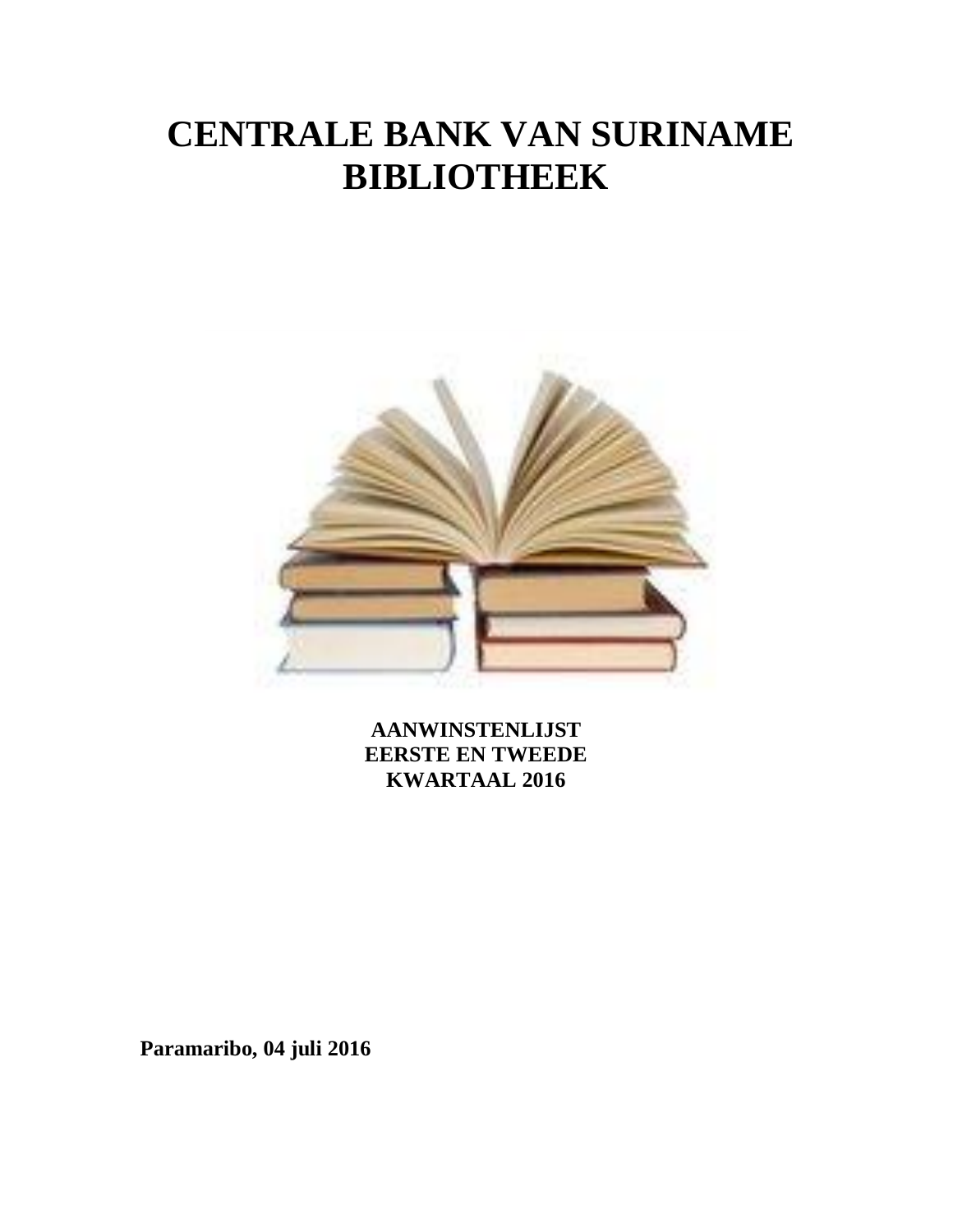# CENTRALE BANK VAN SURINAME
# BIBLIOTHEEK

**AANWINSTENLIJST**
**EERSTE EN TWEEDE**
**KWARTAAL 2016**

**Paramaribo, 04 juli 2016**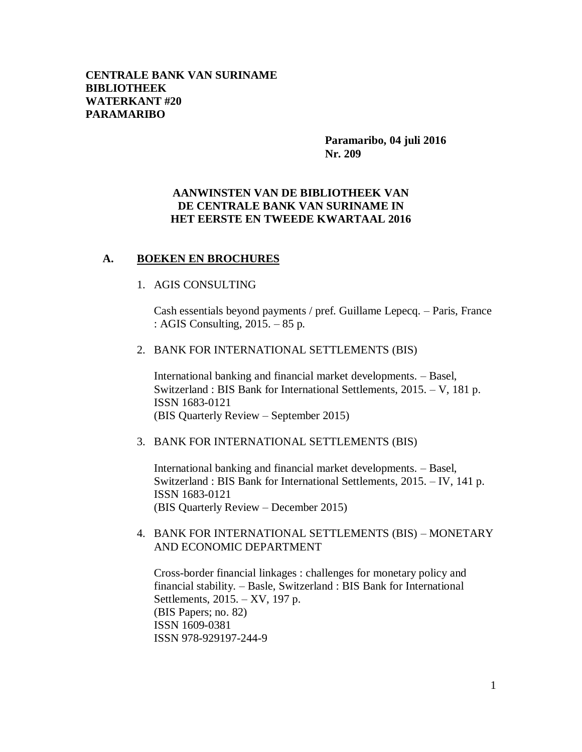**CENTRALE BANK VAN SURINAME**
**BIBLIOTHEEK**
**WATERKANT #20**
**PARAMARIBO**

**Paramaribo, 04 juli 2016**
**Nr. 209**

**AANWINSTEN VAN DE BIBLIOTHEEK VAN DE CENTRALE BANK VAN SURINAME IN HET EERSTE EN TWEEDE KWARTAAL 2016**

## A. BOEKEN EN BROCHURES

1. AGIS CONSULTING

   Cash essentials beyond payments / pref. Guillame Lepecq. – Paris, France : AGIS Consulting, 2015. – 85 p.

2. BANK FOR INTERNATIONAL SETTLEMENTS (BIS)

   International banking and financial market developments. – Basel, Switzerland : BIS Bank for International Settlements, 2015. – V, 181 p.
   ISSN 1683-0121
   (BIS Quarterly Review – September 2015)

3. BANK FOR INTERNATIONAL SETTLEMENTS (BIS)

   International banking and financial market developments. – Basel, Switzerland : BIS Bank for International Settlements, 2015. – IV, 141 p.
   ISSN 1683-0121
   (BIS Quarterly Review – December 2015)

4. BANK FOR INTERNATIONAL SETTLEMENTS (BIS) – MONETARY AND ECONOMIC DEPARTMENT

   Cross-border financial linkages : challenges for monetary policy and financial stability. – Basle, Switzerland : BIS Bank for International Settlements, 2015. – XV, 197 p.
   (BIS Papers; no. 82)
   ISSN 1609-0381
   ISSN 978-929197-244-9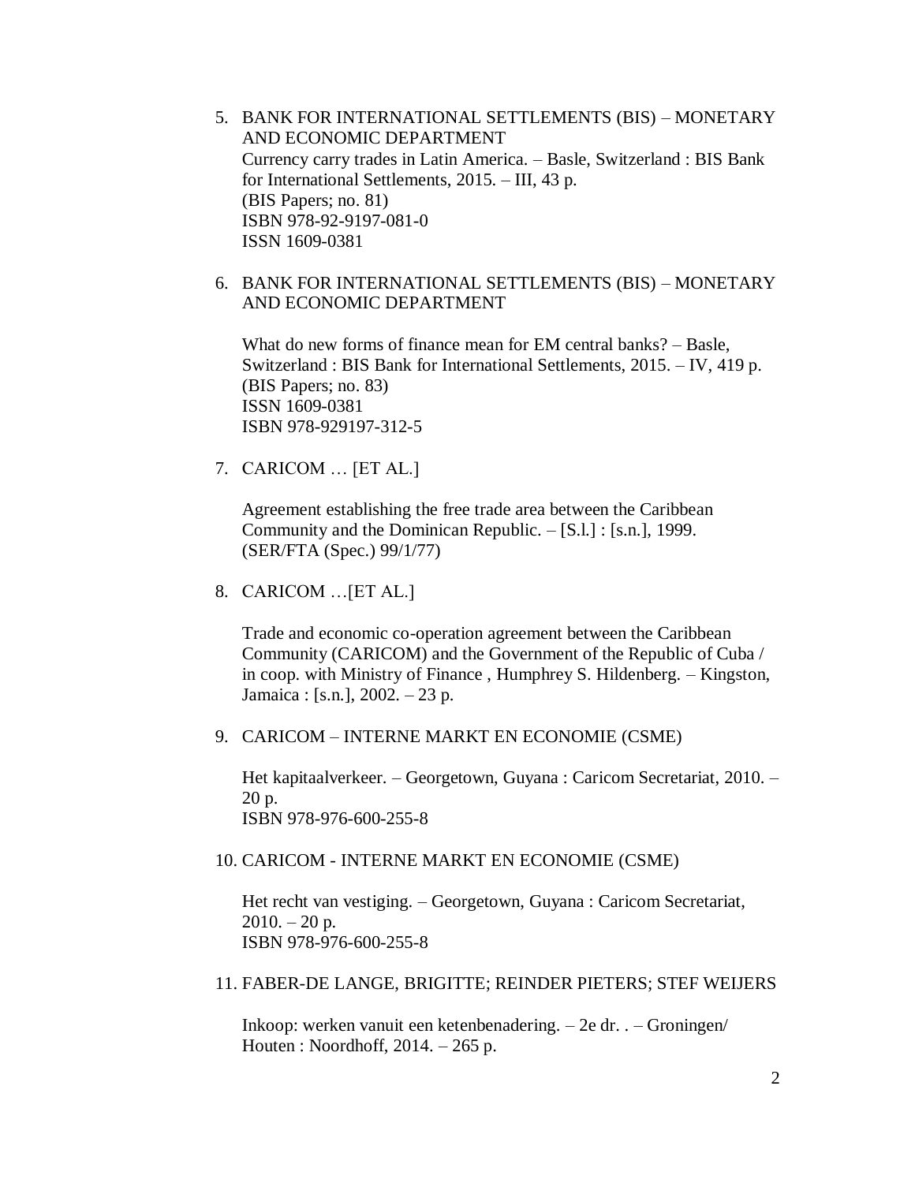5. BANK FOR INTERNATIONAL SETTLEMENTS (BIS) – MONETARY AND ECONOMIC DEPARTMENT
   Currency carry trades in Latin America. – Basle, Switzerland : BIS Bank for International Settlements, 2015. – III, 43 p.
   (BIS Papers; no. 81)
   ISBN 978-92-9197-081-0
   ISSN 1609-0381

6. BANK FOR INTERNATIONAL SETTLEMENTS (BIS) – MONETARY AND ECONOMIC DEPARTMENT

   What do new forms of finance mean for EM central banks? – Basle, Switzerland : BIS Bank for International Settlements, 2015. – IV, 419 p.
   (BIS Papers; no. 83)
   ISSN 1609-0381
   ISBN 978-929197-312-5

7. CARICOM … [ET AL.]

   Agreement establishing the free trade area between the Caribbean Community and the Dominican Republic. – [S.l.] : [s.n.], 1999.
   (SER/FTA (Spec.) 99/1/77)

8. CARICOM …[ET AL.]

   Trade and economic co-operation agreement between the Caribbean Community (CARICOM) and the Government of the Republic of Cuba / in coop. with Ministry of Finance , Humphrey S. Hildenberg. – Kingston, Jamaica : [s.n.], 2002. – 23 p.

9. CARICOM – INTERNE MARKT EN ECONOMIE (CSME)

   Het kapitaalverkeer. – Georgetown, Guyana : Caricom Secretariat, 2010. – 20 p.
   ISBN 978-976-600-255-8

10. CARICOM - INTERNE MARKT EN ECONOMIE (CSME)

    Het recht van vestiging. – Georgetown, Guyana : Caricom Secretariat, 2010. – 20 p.
    ISBN 978-976-600-255-8

11. FABER-DE LANGE, BRIGITTE; REINDER PIETERS; STEF WEIJERS

    Inkoop: werken vanuit een ketenbenadering. – 2e dr. . – Groningen/ Houten : Noordhoff, 2014. – 265 p.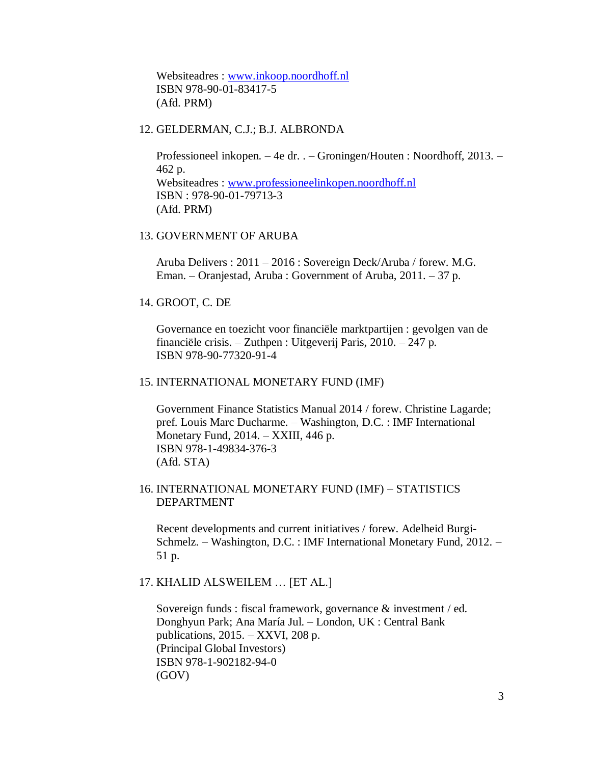Websiteadres : www.inkoop.noordhoff.nl
ISBN 978-90-01-83417-5
(Afd. PRM)

12. GELDERMAN, C.J.; B.J. ALBRONDA

    Professioneel inkopen. – 4e dr. . – Groningen/Houten : Noordhoff, 2013. – 462 p.
    Websiteadres : www.professioneelinkopen.noordhoff.nl
    ISBN : 978-90-01-79713-3
    (Afd. PRM)

13. GOVERNMENT OF ARUBA

    Aruba Delivers : 2011 – 2016 : Sovereign Deck/Aruba / forew. M.G. Eman. – Oranjestad, Aruba : Government of Aruba, 2011. – 37 p.

14. GROOT, C. DE

    Governance en toezicht voor financiële marktpartijen : gevolgen van de financiële crisis. – Zuthpen : Uitgeverij Paris, 2010. – 247 p.
    ISBN 978-90-77320-91-4

15. INTERNATIONAL MONETARY FUND (IMF)

    Government Finance Statistics Manual 2014 / forew. Christine Lagarde; pref. Louis Marc Ducharme. – Washington, D.C. : IMF International Monetary Fund, 2014. – XXIII, 446 p.
    ISBN 978-1-49834-376-3
    (Afd. STA)

16. INTERNATIONAL MONETARY FUND (IMF) – STATISTICS DEPARTMENT

    Recent developments and current initiatives / forew. Adelheid Burgi-Schmelz. – Washington, D.C. : IMF International Monetary Fund, 2012. – 51 p.

17. KHALID ALSWEILEM … [ET AL.]

    Sovereign funds : fiscal framework, governance & investment / ed. Donghyun Park; Ana María Jul. – London, UK : Central Bank publications, 2015. – XXVI, 208 p.
    (Principal Global Investors)
    ISBN 978-1-902182-94-0
    (GOV)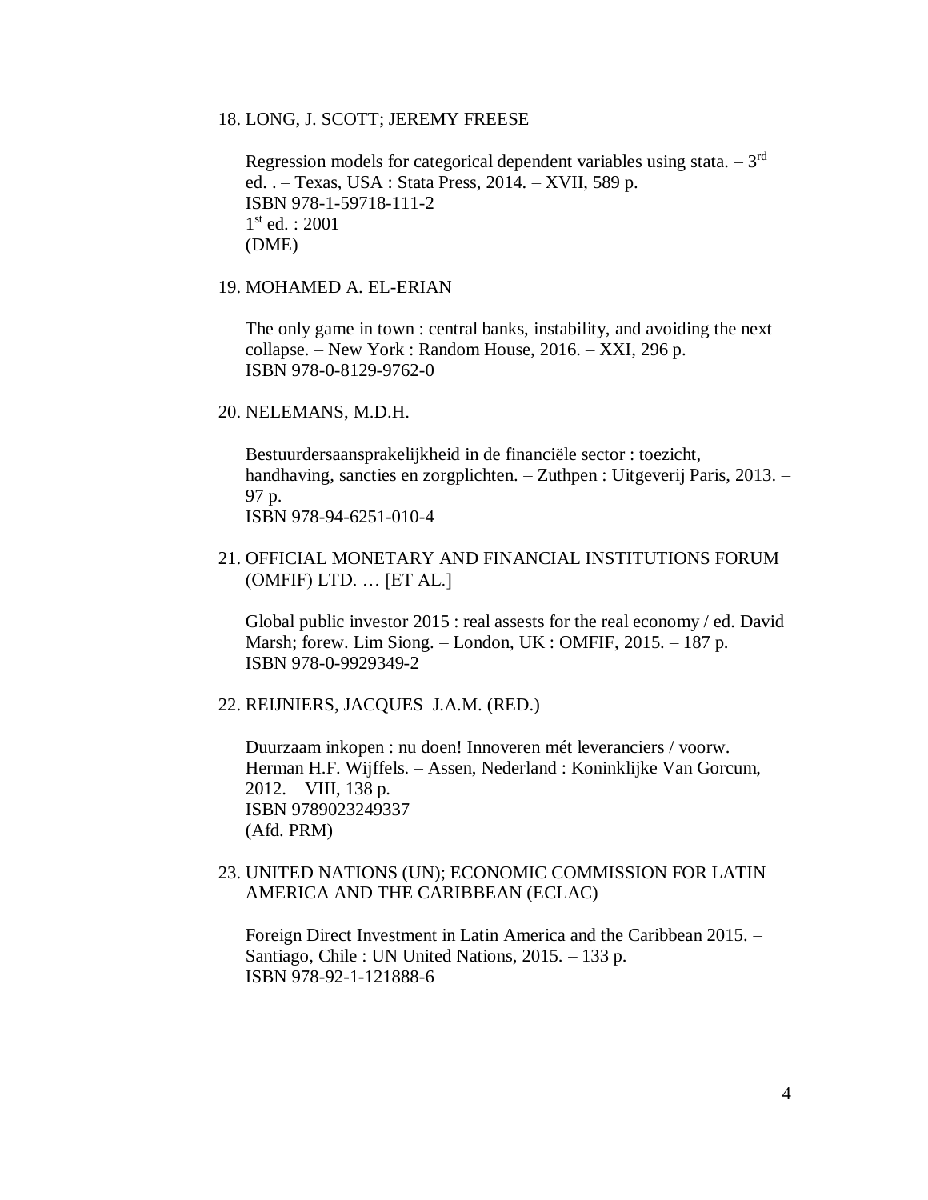18. LONG, J. SCOTT; JEREMY FREESE

    Regression models for categorical dependent variables using stata. – 3rd ed. . – Texas, USA : Stata Press, 2014. – XVII, 589 p.
    ISBN 978-1-59718-111-2
    1st ed. : 2001
    (DME)

19. MOHAMED A. EL-ERIAN

    The only game in town : central banks, instability, and avoiding the next collapse. – New York : Random House, 2016. – XXI, 296 p.
    ISBN 978-0-8129-9762-0

20. NELEMANS, M.D.H.

    Bestuurdersaansprakelijkheid in de financiële sector : toezicht, handhaving, sancties en zorgplichten. – Zuthpen : Uitgeverij Paris, 2013. – 97 p.
    ISBN 978-94-6251-010-4

21. OFFICIAL MONETARY AND FINANCIAL INSTITUTIONS FORUM (OMFIF) LTD. … [ET AL.]

    Global public investor 2015 : real assests for the real economy / ed. David Marsh; forew. Lim Siong. – London, UK : OMFIF, 2015. – 187 p.
    ISBN 978-0-9929349-2

22. REIJNIERS, JACQUES J.A.M. (RED.)

    Duurzaam inkopen : nu doen! Innoveren mét leveranciers / voorw. Herman H.F. Wijffels. – Assen, Nederland : Koninklijke Van Gorcum, 2012. – VIII, 138 p.
    ISBN 9789023249337
    (Afd. PRM)

23. UNITED NATIONS (UN); ECONOMIC COMMISSION FOR LATIN AMERICA AND THE CARIBBEAN (ECLAC)

    Foreign Direct Investment in Latin America and the Caribbean 2015. – Santiago, Chile : UN United Nations, 2015. – 133 p.
    ISBN 978-92-1-121888-6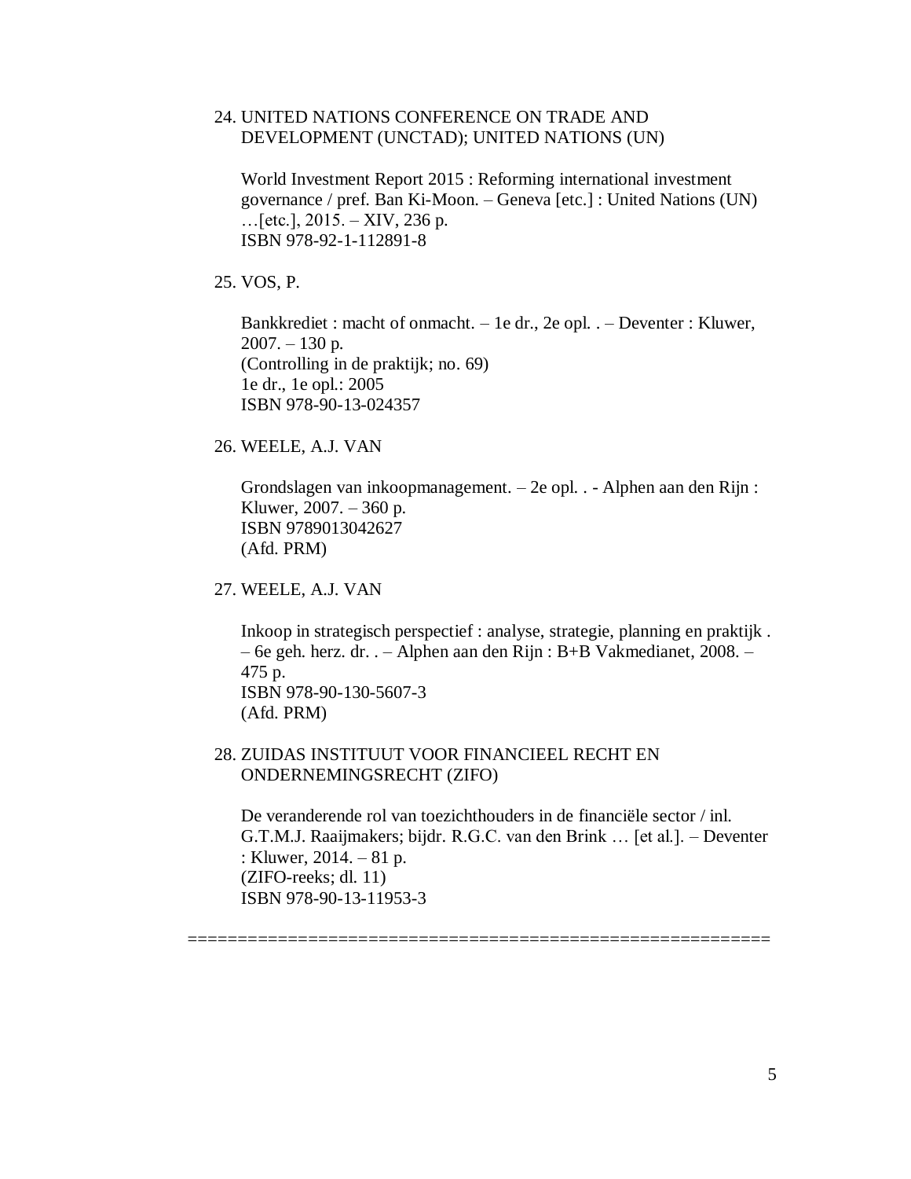24. UNITED NATIONS CONFERENCE ON TRADE AND DEVELOPMENT (UNCTAD); UNITED NATIONS (UN)

    World Investment Report 2015 : Reforming international investment governance / pref. Ban Ki-Moon. – Geneva [etc.] : United Nations (UN) …[etc.], 2015. – XIV, 236 p.
    ISBN 978-92-1-112891-8

25. VOS, P.

    Bankkrediet : macht of onmacht. – 1e dr., 2e opl. . – Deventer : Kluwer, 2007. – 130 p.
    (Controlling in de praktijk; no. 69)
    1e dr., 1e opl.: 2005
    ISBN 978-90-13-024357

26. WEELE, A.J. VAN

    Grondslagen van inkoopmanagement. – 2e opl. . - Alphen aan den Rijn : Kluwer, 2007. – 360 p.
    ISBN 9789013042627
    (Afd. PRM)

27. WEELE, A.J. VAN

    Inkoop in strategisch perspectief : analyse, strategie, planning en praktijk . – 6e geh. herz. dr. . – Alphen aan den Rijn : B+B Vakmedianet, 2008. – 475 p.
    ISBN 978-90-130-5607-3
    (Afd. PRM)

28. ZUIDAS INSTITUUT VOOR FINANCIEEL RECHT EN ONDERNEMINGSRECHT (ZIFO)

    De veranderende rol van toezichthouders in de financiële sector / inl. G.T.M.J. Raaijmakers; bijdr. R.G.C. van den Brink … [et al.]. – Deventer : Kluwer, 2014. – 81 p.
    (ZIFO-reeks; dl. 11)
    ISBN 978-90-13-11953-3

==========================================================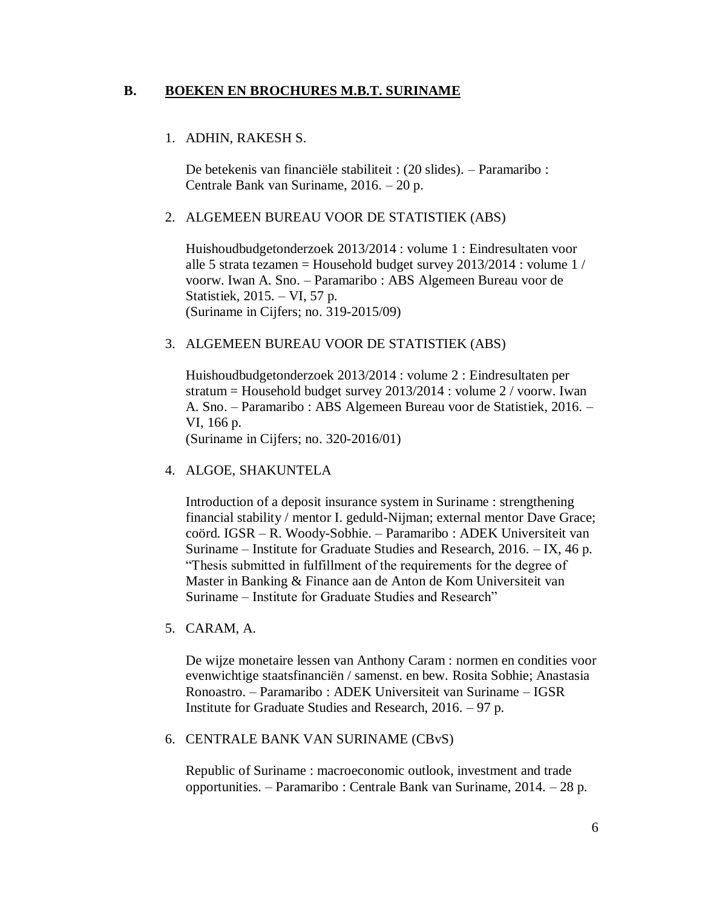## B. BOEKEN EN BROCHURES M.B.T. SURINAME

1. ADHIN, RAKESH S.

   De betekenis van financiële stabiliteit : (20 slides). – Paramaribo : Centrale Bank van Suriname, 2016. – 20 p.

2. ALGEMEEN BUREAU VOOR DE STATISTIEK (ABS)

   Huishoudbudgetonderzoek 2013/2014 : volume 1 : Eindresultaten voor alle 5 strata tezamen = Household budget survey 2013/2014 : volume 1 / voorw. Iwan A. Sno. – Paramaribo : ABS Algemeen Bureau voor de Statistiek, 2015. – VI, 57 p.
   (Suriname in Cijfers; no. 319-2015/09)

3. ALGEMEEN BUREAU VOOR DE STATISTIEK (ABS)

   Huishoudbudgetonderzoek 2013/2014 : volume 2 : Eindresultaten per stratum = Household budget survey 2013/2014 : volume 2 / voorw. Iwan A. Sno. – Paramaribo : ABS Algemeen Bureau voor de Statistiek, 2016. – VI, 166 p.
   (Suriname in Cijfers; no. 320-2016/01)

4. ALGOE, SHAKUNTELA

   Introduction of a deposit insurance system in Suriname : strengthening financial stability / mentor I. geduld-Nijman; external mentor Dave Grace; coörd. IGSR – R. Woody-Sobhie. – Paramaribo : ADEK Universiteit van Suriname – Institute for Graduate Studies and Research, 2016. – IX, 46 p.
   "Thesis submitted in fulfillment of the requirements for the degree of Master in Banking & Finance aan de Anton de Kom Universiteit van Suriname – Institute for Graduate Studies and Research"

5. CARAM, A.

   De wijze monetaire lessen van Anthony Caram : normen en condities voor evenwichtige staatsfinanciën / samenst. en bew. Rosita Sobhie; Anastasia Ronoastro. – Paramaribo : ADEK Universiteit van Suriname – IGSR Institute for Graduate Studies and Research, 2016. – 97 p.

6. CENTRALE BANK VAN SURINAME (CBvS)

   Republic of Suriname : macroeconomic outlook, investment and trade opportunities. – Paramaribo : Centrale Bank van Suriname, 2014. – 28 p.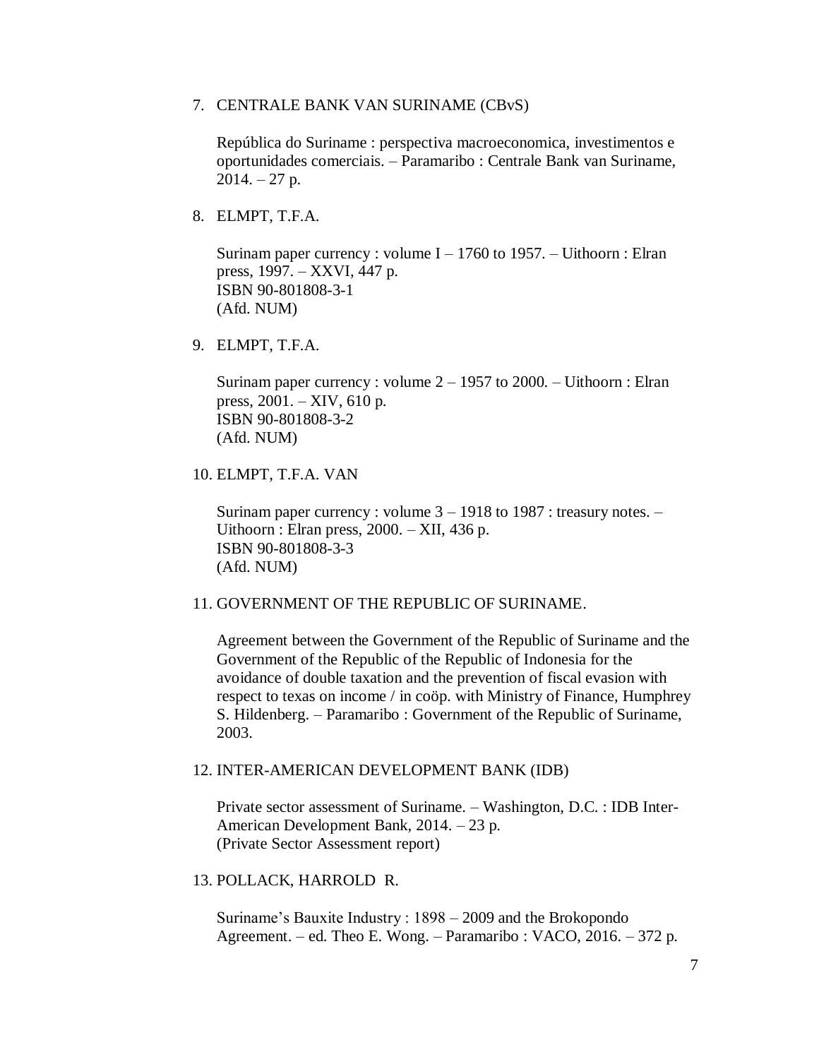7. CENTRALE BANK VAN SURINAME (CBvS)

   República do Suriname : perspectiva macroeconomica, investimentos e oportunidades comerciais. – Paramaribo : Centrale Bank van Suriname, 2014. – 27 p.

8. ELMPT, T.F.A.

   Surinam paper currency : volume I – 1760 to 1957. – Uithoorn : Elran press, 1997. – XXVI, 447 p.  
   ISBN 90-801808-3-1  
   (Afd. NUM)

9. ELMPT, T.F.A.

   Surinam paper currency : volume 2 – 1957 to 2000. – Uithoorn : Elran press, 2001. – XIV, 610 p.  
   ISBN 90-801808-3-2  
   (Afd. NUM)

10. ELMPT, T.F.A. VAN

    Surinam paper currency : volume 3 – 1918 to 1987 : treasury notes. – Uithoorn : Elran press, 2000. – XII, 436 p.  
    ISBN 90-801808-3-3  
    (Afd. NUM)

11. GOVERNMENT OF THE REPUBLIC OF SURINAME.

    Agreement between the Government of the Republic of Suriname and the Government of the Republic of the Republic of Indonesia for the avoidance of double taxation and the prevention of fiscal evasion with respect to texas on income / in coöp. with Ministry of Finance, Humphrey S. Hildenberg. – Paramaribo : Government of the Republic of Suriname, 2003.

12. INTER-AMERICAN DEVELOPMENT BANK (IDB)

    Private sector assessment of Suriname. – Washington, D.C. : IDB Inter-American Development Bank, 2014. – 23 p.  
    (Private Sector Assessment report)

13. POLLACK, HARROLD R.

    Suriname's Bauxite Industry : 1898 – 2009 and the Brokopondo Agreement. – ed. Theo E. Wong. – Paramaribo : VACO, 2016. – 372 p.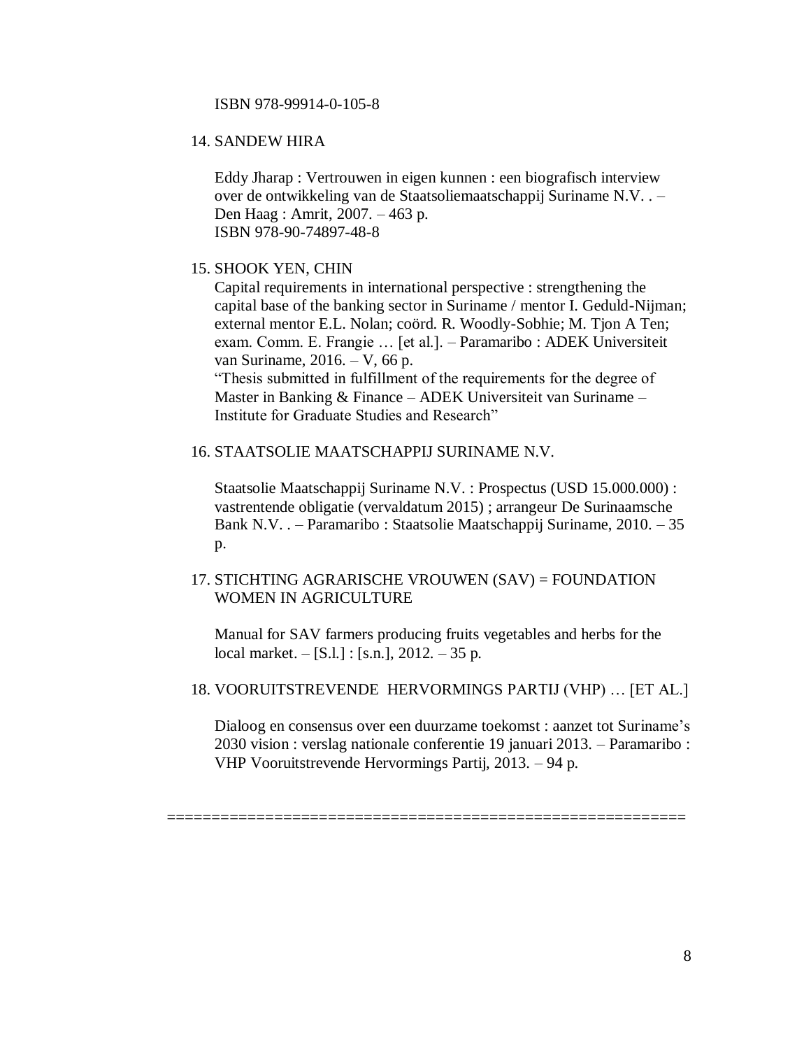ISBN 978-99914-0-105-8

14. SANDEW HIRA

    Eddy Jharap : Vertrouwen in eigen kunnen : een biografisch interview over de ontwikkeling van de Staatsoliemaatschappij Suriname N.V. . – Den Haag : Amrit, 2007. – 463 p.
    ISBN 978-90-74897-48-8

15. SHOOK YEN, CHIN

    Capital requirements in international perspective : strengthening the capital base of the banking sector in Suriname / mentor I. Geduld-Nijman; external mentor E.L. Nolan; coörd. R. Woodly-Sobhie; M. Tjon A Ten; exam. Comm. E. Frangie … [et al.]. – Paramaribo : ADEK Universiteit van Suriname, 2016. – V, 66 p.
    "Thesis submitted in fulfillment of the requirements for the degree of Master in Banking & Finance – ADEK Universiteit van Suriname – Institute for Graduate Studies and Research"

16. STAATSOLIE MAATSCHAPPIJ SURINAME N.V.

    Staatsolie Maatschappij Suriname N.V. : Prospectus (USD 15.000.000) : vastrentende obligatie (vervaldatum 2015) ; arrangeur De Surinaamsche Bank N.V. . – Paramaribo : Staatsolie Maatschappij Suriname, 2010. – 35 p.

17. STICHTING AGRARISCHE VROUWEN (SAV) = FOUNDATION WOMEN IN AGRICULTURE

    Manual for SAV farmers producing fruits vegetables and herbs for the local market. – [S.l.] : [s.n.], 2012. – 35 p.

18. VOORUITSTREVENDE HERVORMINGS PARTIJ (VHP) … [ET AL.]

    Dialoog en consensus over een duurzame toekomst : aanzet tot Suriname's 2030 vision : verslag nationale conferentie 19 januari 2013. – Paramaribo : VHP Vooruitstrevende Hervormings Partij, 2013. – 94 p.

==========================================================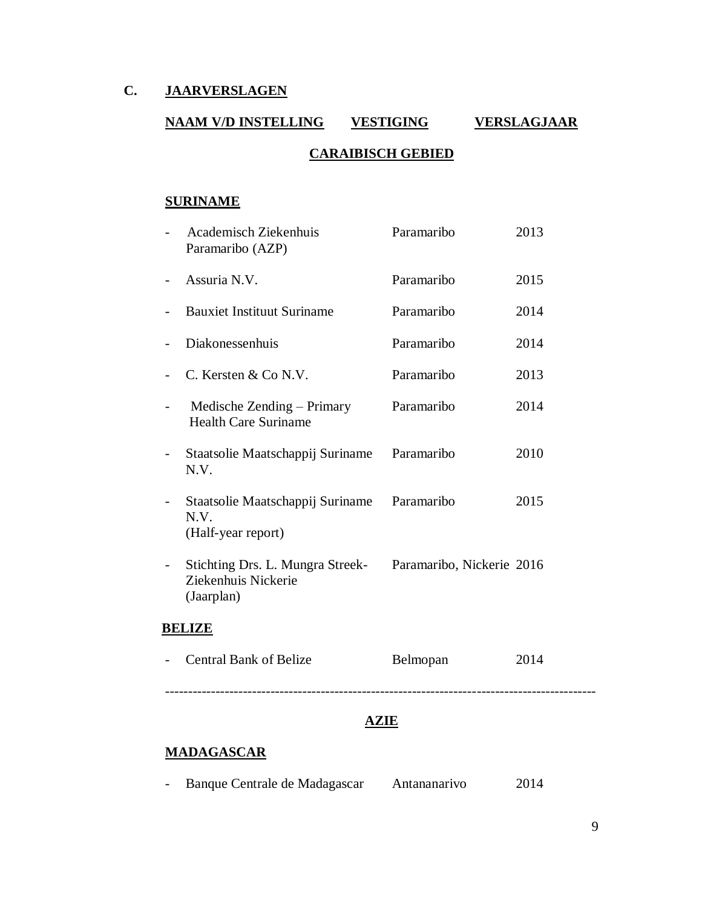## C. JAARVERSLAGEN

| NAAM V/D INSTELLING | VESTIGING | VERSLAGJAAR |
|---|---|---|
| **CARAIBISCH GEBIED** | | |
| **SURINAME** | | |
| - Academisch Ziekenhuis Paramaribo (AZP) | Paramaribo | 2013 |
| - Assuria N.V. | Paramaribo | 2015 |
| - Bauxiet Instituut Suriname | Paramaribo | 2014 |
| - Diakonessenhuis | Paramaribo | 2014 |
| - C. Kersten & Co N.V. | Paramaribo | 2013 |
| - Medische Zending – Primary Health Care Suriname | Paramaribo | 2014 |
| - Staatsolie Maatschappij Suriname N.V. | Paramaribo | 2010 |
| - Staatsolie Maatschappij Suriname N.V. (Half-year report) | Paramaribo | 2015 |
| - Stichting Drs. L. Mungra Streek-Ziekenhuis Nickerie (Jaarplan) | Paramaribo, Nickerie | 2016 |
| **BELIZE** | | |
| - Central Bank of Belize | Belmopan | 2014 |

---

| | | |
|---|---|---|
| **AZIE** | | |
| **MADAGASCAR** | | |
| - Banque Centrale de Madagascar | Antananarivo | 2014 |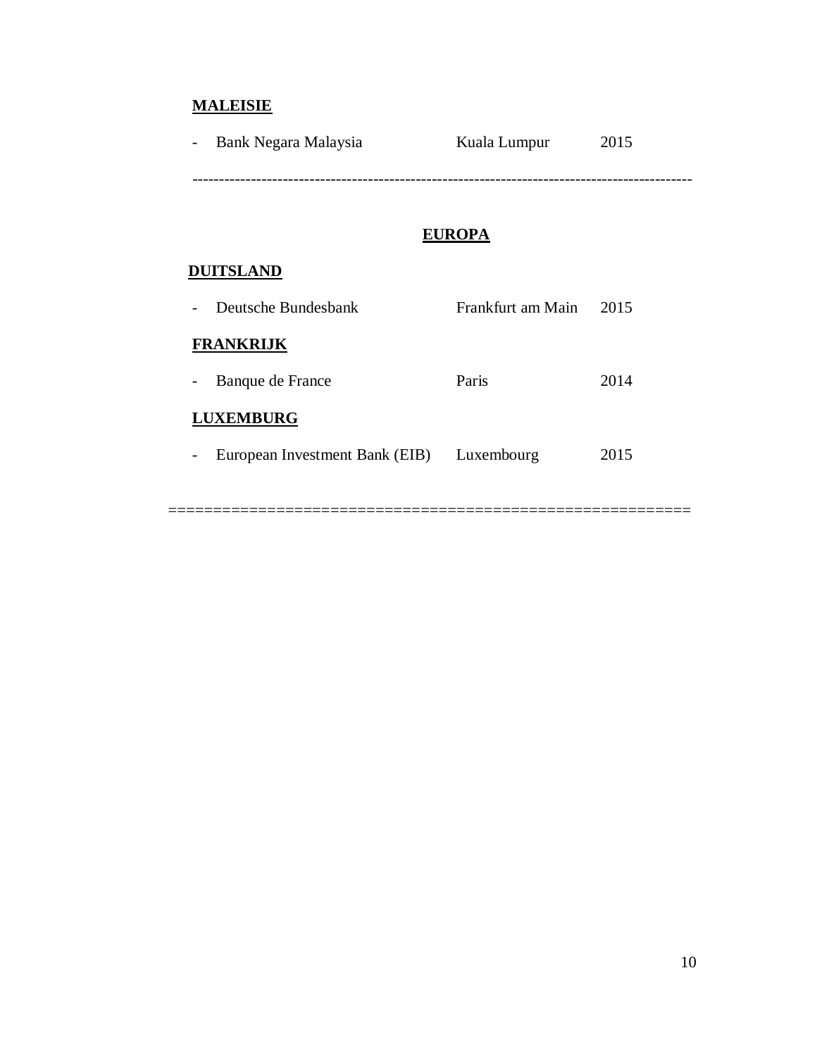**MALEISIE**

- Bank Negara Malaysia	Kuala Lumpur	2015

-----------------------------------------------------------------------------------------------

## EUROPA

**DUITSLAND**

- Deutsche Bundesbank	Frankfurt am Main	2015

**FRANKRIJK**

- Banque de France	Paris	2014

**LUXEMBURG**

- European Investment Bank (EIB)	Luxembourg	2015

=========================================================